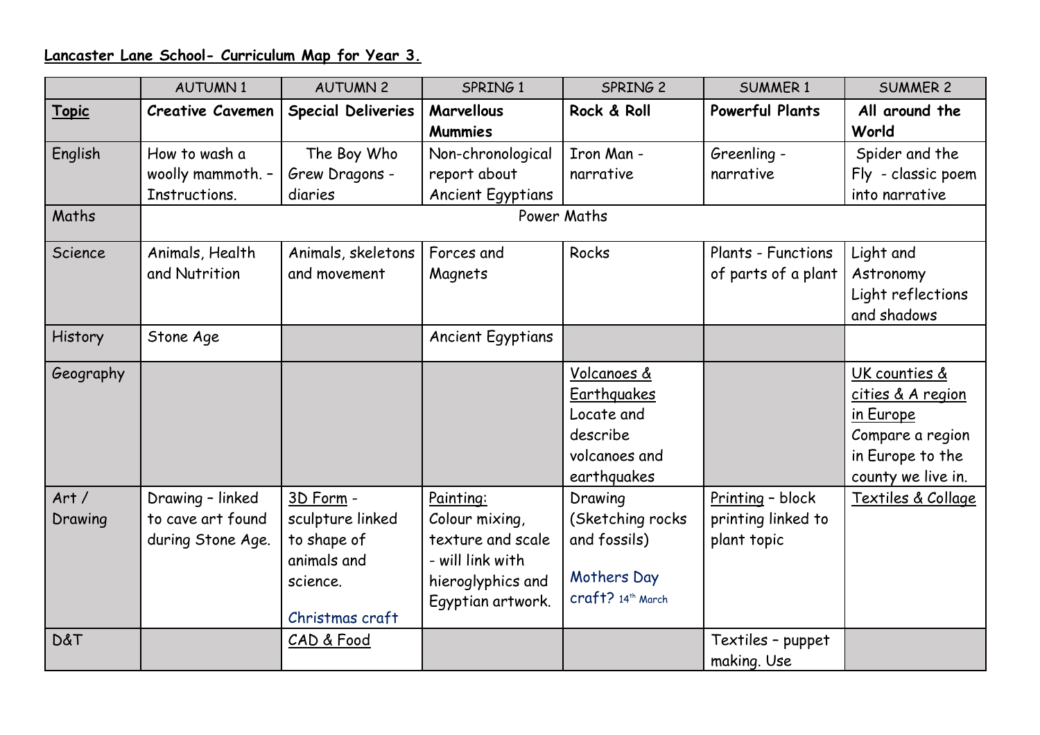**Lancaster Lane School- Curriculum Map for Year 3.**

| | AUTUMN 1 | AUTUMN 2 | SPRING 1 | SPRING 2 | SUMMER 1 | SUMMER 2 |
|---|---|---|---|---|---|---|
| **Topic** | **Creative Cavemen** | **Special Deliveries** | **Marvellous Mummies** | **Rock & Roll** | **Powerful Plants** | **All around the World** |
| English | How to wash a woolly mammoth. – Instructions. | The Boy Who Grew Dragons - diaries | Non-chronological report about Ancient Egyptians | Iron Man - narrative | Greenling - narrative | Spider and the Fly - classic poem into narrative |
| Maths | Power Maths | | | | | |
| Science | Animals, Health and Nutrition | Animals, skeletons and movement | Forces and Magnets | Rocks | Plants - Functions of parts of a plant | Light and Astronomy<br>Light reflections and shadows |
| History | Stone Age | | Ancient Egyptians | | | |
| Geography | | | | Volcanoes & Earthquakes<br>Locate and describe volcanoes and earthquakes | | UK counties & cities & A region in Europe<br>Compare a region in Europe to the county we live in. |
| Art / Drawing | Drawing – linked to cave art found during Stone Age. | 3D Form - sculpture linked to shape of animals and science.<br><br>Christmas craft | Painting:<br>Colour mixing, texture and scale - will link with hieroglyphics and Egyptian artwork. | Drawing (Sketching rocks and fossils)<br><br>Mothers Day craft? 14th March | Printing – block printing linked to plant topic | Textiles & Collage |
| D&T | | CAD & Food | | | Textiles – puppet making. Use | |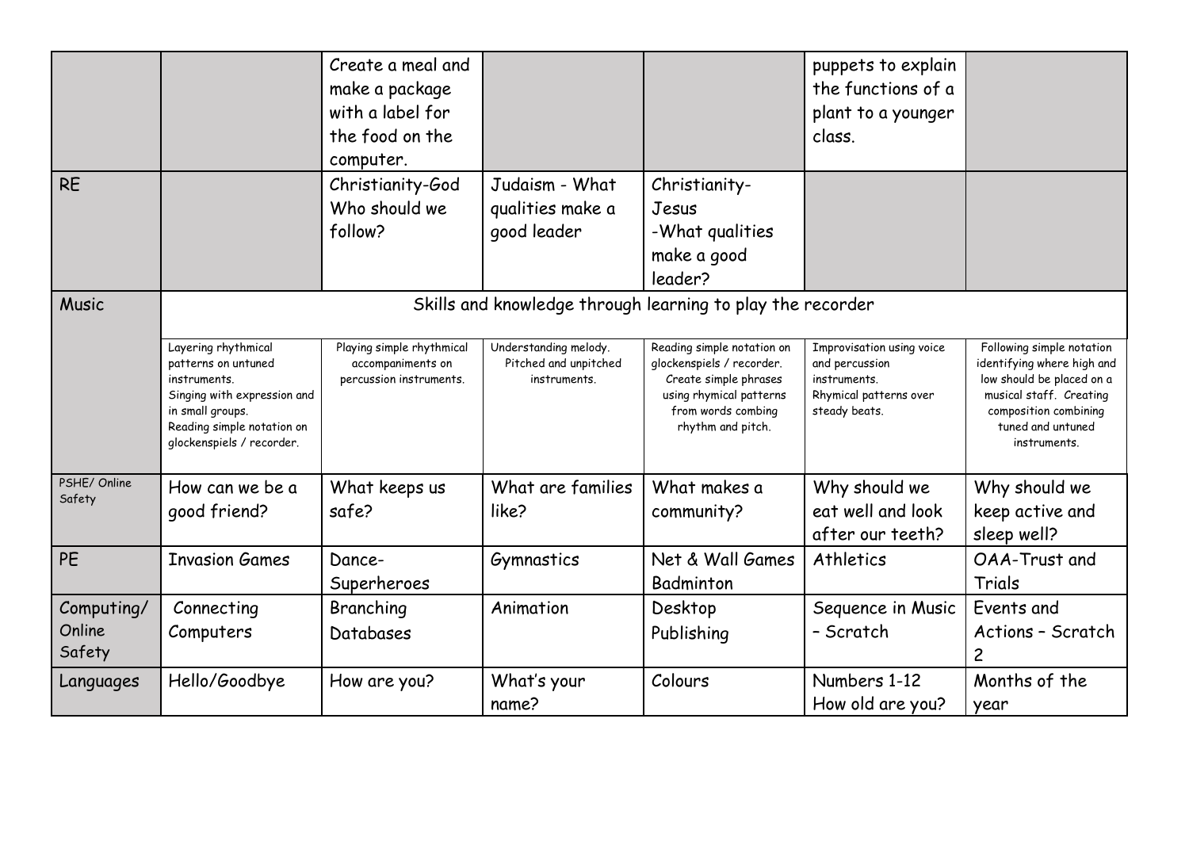| | | | | | | |
|---|---|---|---|---|---|---|
| | | Create a meal and make a package with a label for the food on the computer. | | | puppets to explain the functions of a plant to a younger class. | |
| RE | | Christianity-God Who should we follow? | Judaism - What qualities make a good leader | Christianity- Jesus -What qualities make a good leader? | | |
| Music | Skills and knowledge through learning to play the recorder | | | | | |
| | Layering rhythmical patterns on untuned instruments. Singing with expression and in small groups. Reading simple notation on glockenspiels / recorder. | Playing simple rhythmical accompaniments on percussion instruments. | Understanding melody. Pitched and unpitched instruments. | Reading simple notation on glockenspiels / recorder. Create simple phrases using rhymical patterns from words combing rhythm and pitch. | Improvisation using voice and percussion instruments. Rhymical patterns over steady beats. | Following simple notation identifying where high and low should be placed on a musical staff. Creating composition combining tuned and untuned instruments. |
| PSHE/ Online Safety | How can we be a good friend? | What keeps us safe? | What are families like? | What makes a community? | Why should we eat well and look after our teeth? | Why should we keep active and sleep well? |
| PE | Invasion Games | Dance- Superheroes | Gymnastics | Net & Wall Games Badminton | Athletics | OAA-Trust and Trials |
| Computing/ Online Safety | Connecting Computers | Branching Databases | Animation | Desktop Publishing | Sequence in Music – Scratch | Events and Actions – Scratch 2 |
| Languages | Hello/Goodbye | How are you? | What's your name? | Colours | Numbers 1-12 How old are you? | Months of the year |